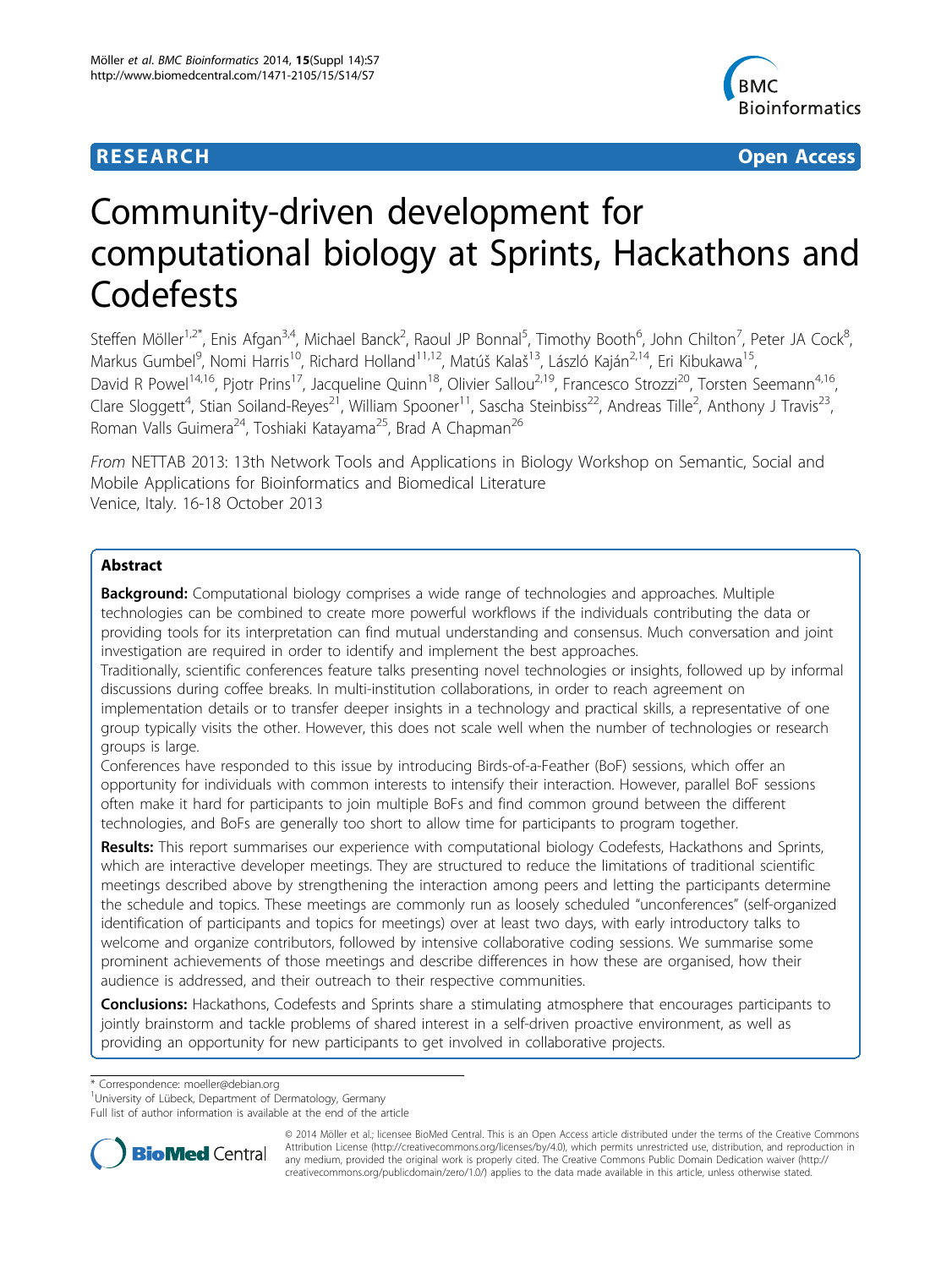**RESEARCH** **Open Access**

# Community-driven development for computational biology at Sprints, Hackathons and Codefests

Steffen Möller[1,2*], Enis Afgan[3,4], Michael Banck[2], Raoul JP Bonnal[5], Timothy Booth[6], John Chilton[7], Peter JA Cock[8], Markus Gumbel[9], Nomi Harris[10], Richard Holland[11,12], Matúš Kalaš[13], László Kaján[2,14], Eri Kibukawa[15], David R Powel[14,16], Pjotr Prins[17], Jacqueline Quinn[18], Olivier Sallou[2,19], Francesco Strozzi[20], Torsten Seemann[4,16], Clare Sloggett[4], Stian Soiland-Reyes[21], William Spooner[11], Sascha Steinbiss[22], Andreas Tille[2], Anthony J Travis[23], Roman Valls Guimera[24], Toshiaki Katayama[25], Brad A Chapman[26]

*From* NETTAB 2013: 13th Network Tools and Applications in Biology Workshop on Semantic, Social and Mobile Applications for Bioinformatics and Biomedical Literature
Venice, Italy. 16-18 October 2013

## Abstract

**Background:** Computational biology comprises a wide range of technologies and approaches. Multiple technologies can be combined to create more powerful workflows if the individuals contributing the data or providing tools for its interpretation can find mutual understanding and consensus. Much conversation and joint investigation are required in order to identify and implement the best approaches.

Traditionally, scientific conferences feature talks presenting novel technologies or insights, followed up by informal discussions during coffee breaks. In multi-institution collaborations, in order to reach agreement on implementation details or to transfer deeper insights in a technology and practical skills, a representative of one group typically visits the other. However, this does not scale well when the number of technologies or research groups is large.

Conferences have responded to this issue by introducing Birds-of-a-Feather (BoF) sessions, which offer an opportunity for individuals with common interests to intensify their interaction. However, parallel BoF sessions often make it hard for participants to join multiple BoFs and find common ground between the different technologies, and BoFs are generally too short to allow time for participants to program together.

**Results:** This report summarises our experience with computational biology Codefests, Hackathons and Sprints, which are interactive developer meetings. They are structured to reduce the limitations of traditional scientific meetings described above by strengthening the interaction among peers and letting the participants determine the schedule and topics. These meetings are commonly run as loosely scheduled "unconferences" (self-organized identification of participants and topics for meetings) over at least two days, with early introductory talks to welcome and organize contributors, followed by intensive collaborative coding sessions. We summarise some prominent achievements of those meetings and describe differences in how these are organised, how their audience is addressed, and their outreach to their respective communities.

**Conclusions:** Hackathons, Codefests and Sprints share a stimulating atmosphere that encourages participants to jointly brainstorm and tackle problems of shared interest in a self-driven proactive environment, as well as providing an opportunity for new participants to get involved in collaborative projects.

\* Correspondence: moeller@debian.org
[1]University of Lübeck, Department of Dermatology, Germany
Full list of author information is available at the end of the article

© 2014 Möller et al.; licensee BioMed Central. This is an Open Access article distributed under the terms of the Creative Commons Attribution License (http://creativecommons.org/licenses/by/4.0), which permits unrestricted use, distribution, and reproduction in any medium, provided the original work is properly cited. The Creative Commons Public Domain Dedication waiver (http://creativecommons.org/publicdomain/zero/1.0/) applies to the data made available in this article, unless otherwise stated.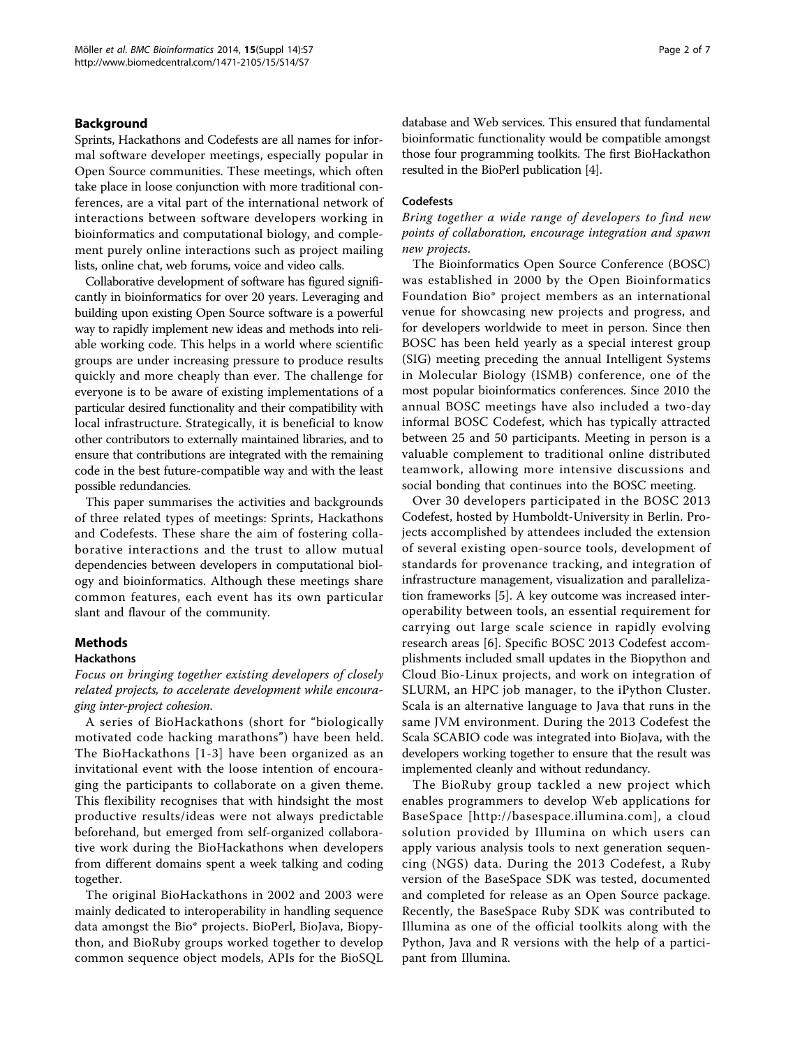## Background

Sprints, Hackathons and Codefests are all names for informal software developer meetings, especially popular in Open Source communities. These meetings, which often take place in loose conjunction with more traditional conferences, are a vital part of the international network of interactions between software developers working in bioinformatics and computational biology, and complement purely online interactions such as project mailing lists, online chat, web forums, voice and video calls.

Collaborative development of software has figured significantly in bioinformatics for over 20 years. Leveraging and building upon existing Open Source software is a powerful way to rapidly implement new ideas and methods into reliable working code. This helps in a world where scientific groups are under increasing pressure to produce results quickly and more cheaply than ever. The challenge for everyone is to be aware of existing implementations of a particular desired functionality and their compatibility with local infrastructure. Strategically, it is beneficial to know other contributors to externally maintained libraries, and to ensure that contributions are integrated with the remaining code in the best future-compatible way and with the least possible redundancies.

This paper summarises the activities and backgrounds of three related types of meetings: Sprints, Hackathons and Codefests. These share the aim of fostering collaborative interactions and the trust to allow mutual dependencies between developers in computational biology and bioinformatics. Although these meetings share common features, each event has its own particular slant and flavour of the community.

## Methods

### Hackathons

*Focus on bringing together existing developers of closely related projects, to accelerate development while encouraging inter-project cohesion.*

A series of BioHackathons (short for "biologically motivated code hacking marathons") have been held. The BioHackathons [1-3] have been organized as an invitational event with the loose intention of encouraging the participants to collaborate on a given theme. This flexibility recognises that with hindsight the most productive results/ideas were not always predictable beforehand, but emerged from self-organized collaborative work during the BioHackathons when developers from different domains spent a week talking and coding together.

The original BioHackathons in 2002 and 2003 were mainly dedicated to interoperability in handling sequence data amongst the Bio* projects. BioPerl, BioJava, Biopython, and BioRuby groups worked together to develop common sequence object models, APIs for the BioSQL database and Web services. This ensured that fundamental bioinformatic functionality would be compatible amongst those four programming toolkits. The first BioHackathon resulted in the BioPerl publication [4].

### Codefests

*Bring together a wide range of developers to find new points of collaboration, encourage integration and spawn new projects.*

The Bioinformatics Open Source Conference (BOSC) was established in 2000 by the Open Bioinformatics Foundation Bio* project members as an international venue for showcasing new projects and progress, and for developers worldwide to meet in person. Since then BOSC has been held yearly as a special interest group (SIG) meeting preceding the annual Intelligent Systems in Molecular Biology (ISMB) conference, one of the most popular bioinformatics conferences. Since 2010 the annual BOSC meetings have also included a two-day informal BOSC Codefest, which has typically attracted between 25 and 50 participants. Meeting in person is a valuable complement to traditional online distributed teamwork, allowing more intensive discussions and social bonding that continues into the BOSC meeting.

Over 30 developers participated in the BOSC 2013 Codefest, hosted by Humboldt-University in Berlin. Projects accomplished by attendees included the extension of several existing open-source tools, development of standards for provenance tracking, and integration of infrastructure management, visualization and parallelization frameworks [5]. A key outcome was increased interoperability between tools, an essential requirement for carrying out large scale science in rapidly evolving research areas [6]. Specific BOSC 2013 Codefest accomplishments included small updates in the Biopython and Cloud Bio-Linux projects, and work on integration of SLURM, an HPC job manager, to the iPython Cluster. Scala is an alternative language to Java that runs in the same JVM environment. During the 2013 Codefest the Scala SCABIO code was integrated into BioJava, with the developers working together to ensure that the result was implemented cleanly and without redundancy.

The BioRuby group tackled a new project which enables programmers to develop Web applications for BaseSpace [http://basespace.illumina.com], a cloud solution provided by Illumina on which users can apply various analysis tools to next generation sequencing (NGS) data. During the 2013 Codefest, a Ruby version of the BaseSpace SDK was tested, documented and completed for release as an Open Source package. Recently, the BaseSpace Ruby SDK was contributed to Illumina as one of the official toolkits along with the Python, Java and R versions with the help of a participant from Illumina.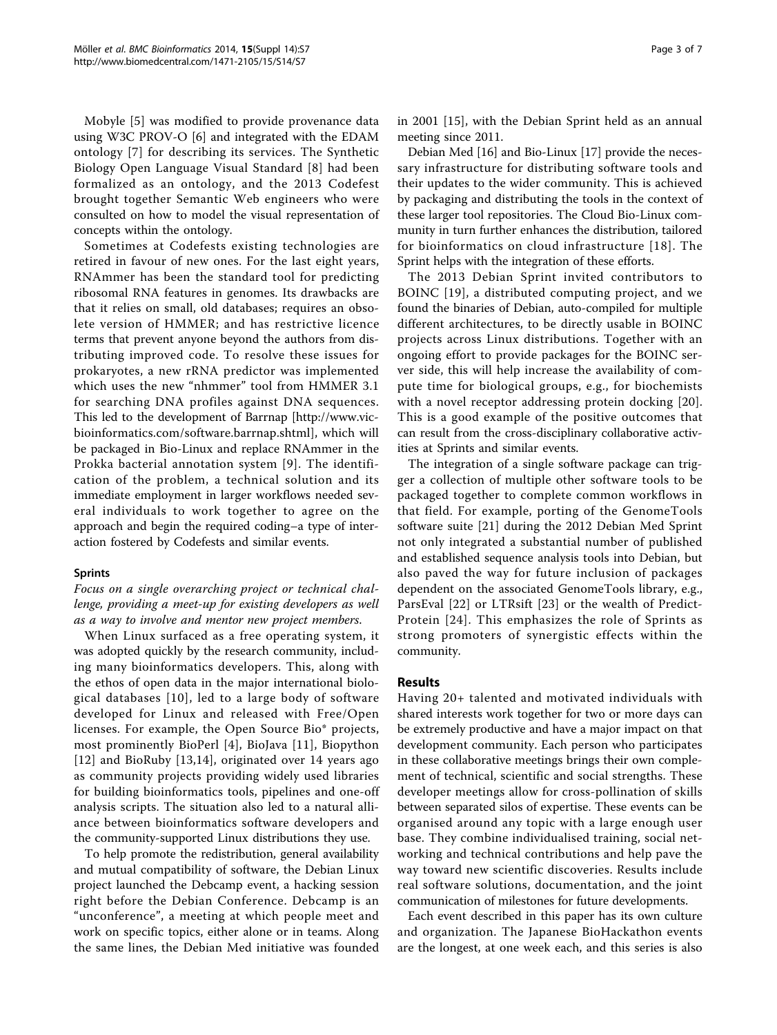Mobyle [5] was modified to provide provenance data using W3C PROV-O [6] and integrated with the EDAM ontology [7] for describing its services. The Synthetic Biology Open Language Visual Standard [8] had been formalized as an ontology, and the 2013 Codefest brought together Semantic Web engineers who were consulted on how to model the visual representation of concepts within the ontology.

Sometimes at Codefests existing technologies are retired in favour of new ones. For the last eight years, RNAmmer has been the standard tool for predicting ribosomal RNA features in genomes. Its drawbacks are that it relies on small, old databases; requires an obsolete version of HMMER; and has restrictive licence terms that prevent anyone beyond the authors from distributing improved code. To resolve these issues for prokaryotes, a new rRNA predictor was implemented which uses the new "nhmmer" tool from HMMER 3.1 for searching DNA profiles against DNA sequences. This led to the development of Barrnap [http://www.vicbioinformatics.com/software.barrnap.shtml], which will be packaged in Bio-Linux and replace RNAmmer in the Prokka bacterial annotation system [9]. The identification of the problem, a technical solution and its immediate employment in larger workflows needed several individuals to work together to agree on the approach and begin the required coding–a type of interaction fostered by Codefests and similar events.

#### Sprints

*Focus on a single overarching project or technical challenge, providing a meet-up for existing developers as well as a way to involve and mentor new project members.*

When Linux surfaced as a free operating system, it was adopted quickly by the research community, including many bioinformatics developers. This, along with the ethos of open data in the major international biological databases [10], led to a large body of software developed for Linux and released with Free/Open licenses. For example, the Open Source Bio* projects, most prominently BioPerl [4], BioJava [11], Biopython [12] and BioRuby [13,14], originated over 14 years ago as community projects providing widely used libraries for building bioinformatics tools, pipelines and one-off analysis scripts. The situation also led to a natural alliance between bioinformatics software developers and the community-supported Linux distributions they use.

To help promote the redistribution, general availability and mutual compatibility of software, the Debian Linux project launched the Debcamp event, a hacking session right before the Debian Conference. Debcamp is an "unconference", a meeting at which people meet and work on specific topics, either alone or in teams. Along the same lines, the Debian Med initiative was founded in 2001 [15], with the Debian Sprint held as an annual meeting since 2011.

Debian Med [16] and Bio-Linux [17] provide the necessary infrastructure for distributing software tools and their updates to the wider community. This is achieved by packaging and distributing the tools in the context of these larger tool repositories. The Cloud Bio-Linux community in turn further enhances the distribution, tailored for bioinformatics on cloud infrastructure [18]. The Sprint helps with the integration of these efforts.

The 2013 Debian Sprint invited contributors to BOINC [19], a distributed computing project, and we found the binaries of Debian, auto-compiled for multiple different architectures, to be directly usable in BOINC projects across Linux distributions. Together with an ongoing effort to provide packages for the BOINC server side, this will help increase the availability of compute time for biological groups, e.g., for biochemists with a novel receptor addressing protein docking [20]. This is a good example of the positive outcomes that can result from the cross-disciplinary collaborative activities at Sprints and similar events.

The integration of a single software package can trigger a collection of multiple other software tools to be packaged together to complete common workflows in that field. For example, porting of the GenomeTools software suite [21] during the 2012 Debian Med Sprint not only integrated a substantial number of published and established sequence analysis tools into Debian, but also paved the way for future inclusion of packages dependent on the associated GenomeTools library, e.g., ParsEval [22] or LTRsift [23] or the wealth of PredictProtein [24]. This emphasizes the role of Sprints as strong promoters of synergistic effects within the community.

## Results

Having 20+ talented and motivated individuals with shared interests work together for two or more days can be extremely productive and have a major impact on that development community. Each person who participates in these collaborative meetings brings their own complement of technical, scientific and social strengths. These developer meetings allow for cross-pollination of skills between separated silos of expertise. These events can be organised around any topic with a large enough user base. They combine individualised training, social networking and technical contributions and help pave the way toward new scientific discoveries. Results include real software solutions, documentation, and the joint communication of milestones for future developments.

Each event described in this paper has its own culture and organization. The Japanese BioHackathon events are the longest, at one week each, and this series is also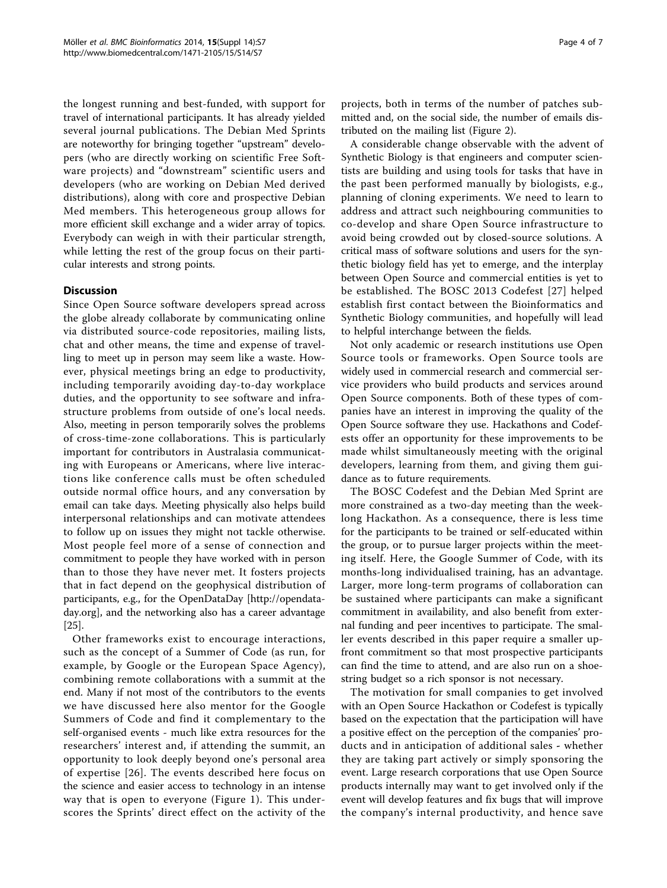the longest running and best-funded, with support for travel of international participants. It has already yielded several journal publications. The Debian Med Sprints are noteworthy for bringing together "upstream" developers (who are directly working on scientific Free Software projects) and "downstream" scientific users and developers (who are working on Debian Med derived distributions), along with core and prospective Debian Med members. This heterogeneous group allows for more efficient skill exchange and a wider array of topics. Everybody can weigh in with their particular strength, while letting the rest of the group focus on their particular interests and strong points.

## Discussion

Since Open Source software developers spread across the globe already collaborate by communicating online via distributed source-code repositories, mailing lists, chat and other means, the time and expense of travelling to meet up in person may seem like a waste. However, physical meetings bring an edge to productivity, including temporarily avoiding day-to-day workplace duties, and the opportunity to see software and infrastructure problems from outside of one's local needs. Also, meeting in person temporarily solves the problems of cross-time-zone collaborations. This is particularly important for contributors in Australasia communicating with Europeans or Americans, where live interactions like conference calls must be often scheduled outside normal office hours, and any conversation by email can take days. Meeting physically also helps build interpersonal relationships and can motivate attendees to follow up on issues they might not tackle otherwise. Most people feel more of a sense of connection and commitment to people they have worked with in person than to those they have never met. It fosters projects that in fact depend on the geophysical distribution of participants, e.g., for the OpenDataDay [http://opendataday.org], and the networking also has a career advantage [25].

Other frameworks exist to encourage interactions, such as the concept of a Summer of Code (as run, for example, by Google or the European Space Agency), combining remote collaborations with a summit at the end. Many if not most of the contributors to the events we have discussed here also mentor for the Google Summers of Code and find it complementary to the self-organised events - much like extra resources for the researchers' interest and, if attending the summit, an opportunity to look deeply beyond one's personal area of expertise [26]. The events described here focus on the science and easier access to technology in an intense way that is open to everyone (Figure 1). This underscores the Sprints' direct effect on the activity of the projects, both in terms of the number of patches submitted and, on the social side, the number of emails distributed on the mailing list (Figure 2).

A considerable change observable with the advent of Synthetic Biology is that engineers and computer scientists are building and using tools for tasks that have in the past been performed manually by biologists, e.g., planning of cloning experiments. We need to learn to address and attract such neighbouring communities to co-develop and share Open Source infrastructure to avoid being crowded out by closed-source solutions. A critical mass of software solutions and users for the synthetic biology field has yet to emerge, and the interplay between Open Source and commercial entities is yet to be established. The BOSC 2013 Codefest [27] helped establish first contact between the Bioinformatics and Synthetic Biology communities, and hopefully will lead to helpful interchange between the fields.

Not only academic or research institutions use Open Source tools or frameworks. Open Source tools are widely used in commercial research and commercial service providers who build products and services around Open Source components. Both of these types of companies have an interest in improving the quality of the Open Source software they use. Hackathons and Codefests offer an opportunity for these improvements to be made whilst simultaneously meeting with the original developers, learning from them, and giving them guidance as to future requirements.

The BOSC Codefest and the Debian Med Sprint are more constrained as a two-day meeting than the week-long Hackathon. As a consequence, there is less time for the participants to be trained or self-educated within the group, or to pursue larger projects within the meeting itself. Here, the Google Summer of Code, with its months-long individualised training, has an advantage. Larger, more long-term programs of collaboration can be sustained where participants can make a significant commitment in availability, and also benefit from external funding and peer incentives to participate. The smaller events described in this paper require a smaller up-front commitment so that most prospective participants can find the time to attend, and are also run on a shoestring budget so a rich sponsor is not necessary.

The motivation for small companies to get involved with an Open Source Hackathon or Codefest is typically based on the expectation that the participation will have a positive effect on the perception of the companies' products and in anticipation of additional sales - whether they are taking part actively or simply sponsoring the event. Large research corporations that use Open Source products internally may want to get involved only if the event will develop features and fix bugs that will improve the company's internal productivity, and hence save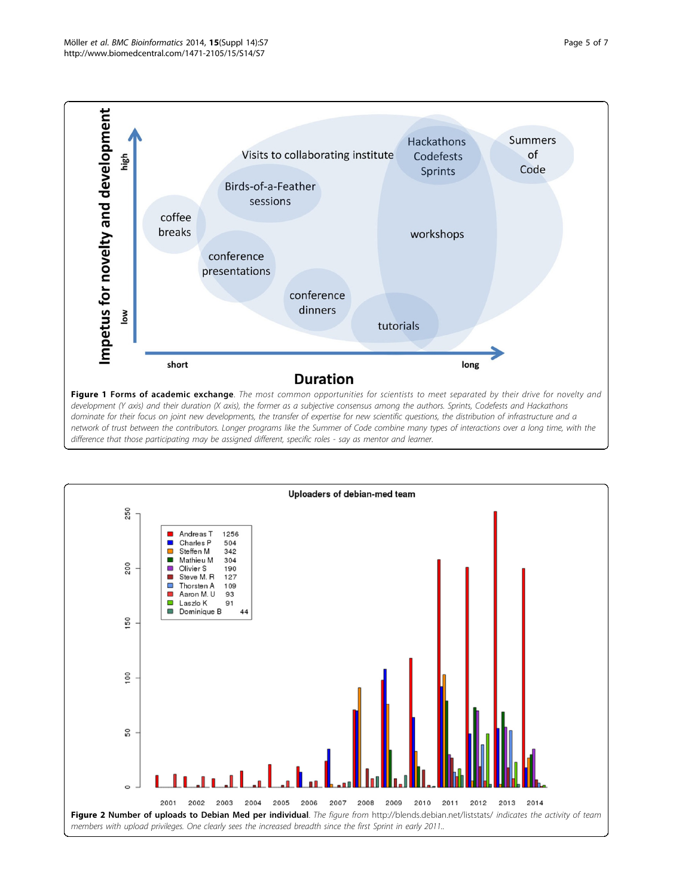Impetus for novelty and development

high

low

Visits to collaborating institute

Hackathons Codefests Sprints

Summers of Code

Birds-of-a-Feather sessions

coffee breaks

workshops

conference presentations

conference dinners

tutorials

short

long

Duration

**Figure 1 Forms of academic exchange**. *The most common opportunities for scientists to meet separated by their drive for novelty and development (Y axis) and their duration (X axis), the former as a subjective consensus among the authors. Sprints, Codefests and Hackathons dominate for their focus on joint new developments, the transfer of expertise for new scientific questions, the distribution of infrastructure and a network of trust between the contributors. Longer programs like the Summer of Code combine many types of interactions over a long time, with the difference that those participating may be assigned different, specific roles - say as mentor and learner.*

Uploaders of debian-med team

Andreas T 1256
Charles P 504
Steffen M 342
Mathieu M 304
Olivier S 190
Steve M. R 127
Thorsten A 109
Aaron M. U 93
Laszlo K 91
Dominique B 44

0
50
100
150
200
250

2001
2002
2003
2004
2005
2006
2007
2008
2009
2010
2011
2012
2013
2014

**Figure 2 Number of uploads to Debian Med per individual**. *The figure from* http://blends.debian.net/liststats/ *indicates the activity of team members with upload privileges. One clearly sees the increased breadth since the first Sprint in early 2011..*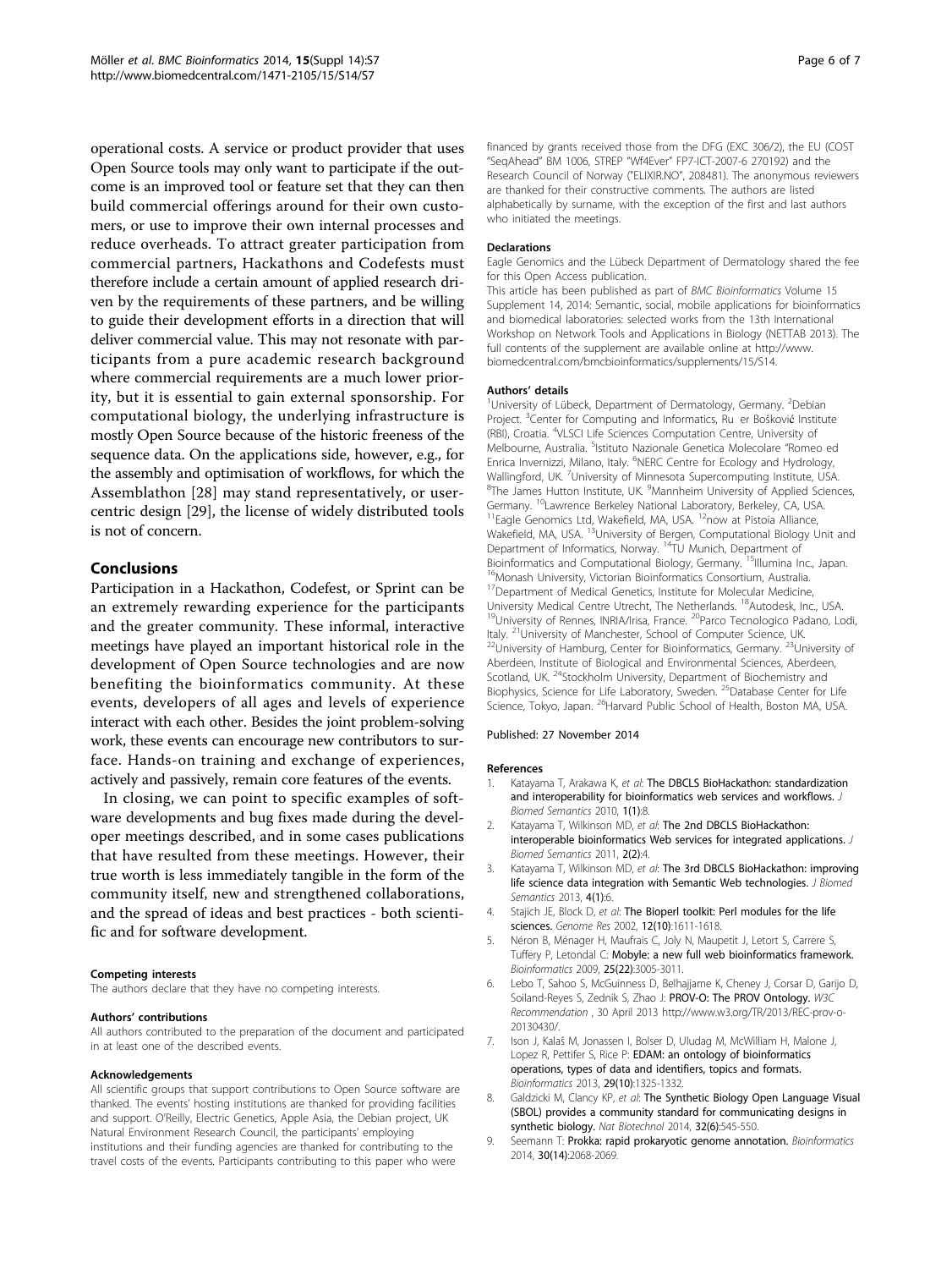operational costs. A service or product provider that uses Open Source tools may only want to participate if the outcome is an improved tool or feature set that they can then build commercial offerings around for their own customers, or use to improve their own internal processes and reduce overheads. To attract greater participation from commercial partners, Hackathons and Codefests must therefore include a certain amount of applied research driven by the requirements of these partners, and be willing to guide their development efforts in a direction that will deliver commercial value. This may not resonate with participants from a pure academic research background where commercial requirements are a much lower priority, but it is essential to gain external sponsorship. For computational biology, the underlying infrastructure is mostly Open Source because of the historic freeness of the sequence data. On the applications side, however, e.g., for the assembly and optimisation of workflows, for which the Assemblathon [28] may stand representatively, or user-centric design [29], the license of widely distributed tools is not of concern.

## Conclusions

Participation in a Hackathon, Codefest, or Sprint can be an extremely rewarding experience for the participants and the greater community. These informal, interactive meetings have played an important historical role in the development of Open Source technologies and are now benefiting the bioinformatics community. At these events, developers of all ages and levels of experience interact with each other. Besides the joint problem-solving work, these events can encourage new contributors to surface. Hands-on training and exchange of experiences, actively and passively, remain core features of the events.

In closing, we can point to specific examples of software developments and bug fixes made during the developer meetings described, and in some cases publications that have resulted from these meetings. However, their true worth is less immediately tangible in the form of the community itself, new and strengthened collaborations, and the spread of ideas and best practices - both scientific and for software development.

#### Competing interests

The authors declare that they have no competing interests.

#### Authors' contributions

All authors contributed to the preparation of the document and participated in at least one of the described events.

#### Acknowledgements

All scientific groups that support contributions to Open Source software are thanked. The events' hosting institutions are thanked for providing facilities and support. O'Reilly, Electric Genetics, Apple Asia, the Debian project, UK Natural Environment Research Council, the participants' employing institutions and their funding agencies are thanked for contributing to the travel costs of the events. Participants contributing to this paper who were financed by grants received those from the DFG (EXC 306/2), the EU (COST "SeqAhead" BM 1006, STREP "Wf4Ever" FP7-ICT-2007-6 270192) and the Research Council of Norway ("ELIXIR.NO", 208481). The anonymous reviewers are thanked for their constructive comments. The authors are listed alphabetically by surname, with the exception of the first and last authors who initiated the meetings.

#### Declarations

Eagle Genomics and the Lübeck Department of Dermatology shared the fee for this Open Access publication.

This article has been published as part of *BMC Bioinformatics* Volume 15 Supplement 14, 2014: Semantic, social, mobile applications for bioinformatics and biomedical laboratories: selected works from the 13th International Workshop on Network Tools and Applications in Biology (NETTAB 2013). The full contents of the supplement are available online at http://www.biomedcentral.com/bmcbioinformatics/supplements/15/S14.

#### Authors' details

[1]University of Lübeck, Department of Dermatology, Germany. [2]Debian Project. [3]Center for Computing and Informatics, Ru er Bošković Institute (RBI), Croatia. [4]VLSCI Life Sciences Computation Centre, University of Melbourne, Australia. [5]Istituto Nazionale Genetica Molecolare "Romeo ed Enrica Invernizzi, Milano, Italy. [6]NERC Centre for Ecology and Hydrology, Wallingford, UK. [7]University of Minnesota Supercomputing Institute, USA. [8]The James Hutton Institute, UK. [9]Mannheim University of Applied Sciences, Germany. [10]Lawrence Berkeley National Laboratory, Berkeley, CA, USA. [11]Eagle Genomics Ltd, Wakefield, MA, USA. [12]now at Pistoia Alliance, Wakefield, MA, USA. [13]University of Bergen, Computational Biology Unit and Department of Informatics, Norway. [14]TU Munich, Department of Bioinformatics and Computational Biology, Germany. [15]Illumina Inc., Japan. [16]Monash University, Victorian Bioinformatics Consortium, Australia. [17]Department of Medical Genetics, Institute for Molecular Medicine, University Medical Centre Utrecht, The Netherlands. [18]Autodesk, Inc., USA. [19]University of Rennes, INRIA/Irisa, France. [20]Parco Tecnologico Padano, Lodi, Italy. [21]University of Manchester, School of Computer Science, UK. [22]University of Hamburg, Center for Bioinformatics, Germany. [23]University of Aberdeen, Institute of Biological and Environmental Sciences, Aberdeen, Scotland, UK. [24]Stockholm University, Department of Biochemistry and Biophysics, Science for Life Laboratory, Sweden. [25]Database Center for Life Science, Tokyo, Japan. [26]Harvard Public School of Health, Boston MA, USA.

Published: 27 November 2014

#### References

1. Katayama T, Arakawa K, *et al*: **The DBCLS BioHackathon: standardization and interoperability for bioinformatics web services and workflows.** *J Biomed Semantics* 2010, **1(1)**:8.
2. Katayama T, Wilkinson MD, *et al*: **The 2nd DBCLS BioHackathon: interoperable bioinformatics Web services for integrated applications.** *J Biomed Semantics* 2011, **2(2)**:4.
3. Katayama T, Wilkinson MD, *et al*: **The 3rd DBCLS BioHackathon: improving life science data integration with Semantic Web technologies.** *J Biomed Semantics* 2013, **4(1)**:6.
4. Stajich JE, Block D, *et al*: **The Bioperl toolkit: Perl modules for the life sciences.** *Genome Res* 2002, **12(10)**:1611-1618.
5. Néron B, Ménager H, Maufrais C, Joly N, Maupetit J, Letort S, Carrere S, Tuffery P, Letondal C: **Mobyle: a new full web bioinformatics framework.** *Bioinformatics* 2009, **25(22)**:3005-3011.
6. Lebo T, Sahoo S, McGuinness D, Belhajjame K, Cheney J, Corsar D, Garijo D, Soiland-Reyes S, Zednik S, Zhao J: **PROV-O: The PROV Ontology.** *W3C Recommendation* , 30 April 2013 http://www.w3.org/TR/2013/REC-prov-o-20130430/.
7. Ison J, Kalaš M, Jonassen I, Bolser D, Uludag M, McWilliam H, Malone J, Lopez R, Pettifer S, Rice P: **EDAM: an ontology of bioinformatics operations, types of data and identifiers, topics and formats.** *Bioinformatics* 2013, **29(10)**:1325-1332.
8. Galdzicki M, Clancy KP, *et al*: **The Synthetic Biology Open Language Visual (SBOL) provides a community standard for communicating designs in synthetic biology.** *Nat Biotechnol* 2014, **32(6)**:545-550.
9. Seemann T: **Prokka: rapid prokaryotic genome annotation.** *Bioinformatics* 2014, **30(14)**:2068-2069.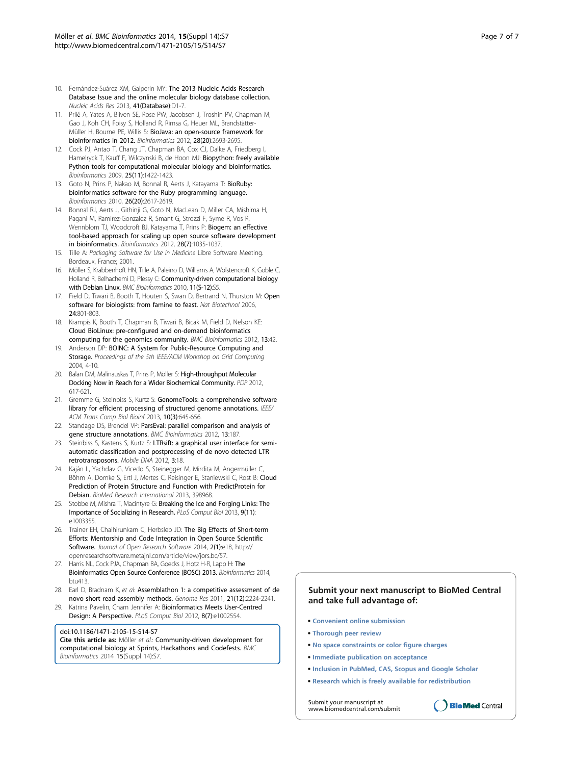10. Fernández-Suárez XM, Galperin MY: **The 2013 Nucleic Acids Research Database Issue and the online molecular biology database collection.** *Nucleic Acids Res* 2013, **41(Database)**:D1-7.
11. Prlić A, Yates A, Bliven SE, Rose PW, Jacobsen J, Troshin PV, Chapman M, Gao J, Koh CH, Foisy S, Holland R, Rimsa G, Heuer ML, Brandstätter-Müller H, Bourne PE, Willis S: **BioJava: an open-source framework for bioinformatics in 2012.** *Bioinformatics* 2012, **28(20)**:2693-2695.
12. Cock PJ, Antao T, Chang JT, Chapman BA, Cox CJ, Dalke A, Friedberg I, Hamelryck T, Kauff F, Wilczynski B, de Hoon MJ: **Biopython: freely available Python tools for computational molecular biology and bioinformatics.** *Bioinformatics* 2009, **25(11)**:1422-1423.
13. Goto N, Prins P, Nakao M, Bonnal R, Aerts J, Katayama T: **BioRuby: bioinformatics software for the Ruby programming language.** *Bioinformatics* 2010, **26(20)**:2617-2619.
14. Bonnal RJ, Aerts J, Githinji G, Goto N, MacLean D, Miller CA, Mishima H, Pagani M, Ramirez-Gonzalez R, Smant G, Strozzi F, Syme R, Vos R, Wennblom TJ, Woodcroft BJ, Katayama T, Prins P: **Biogem: an effective tool-based approach for scaling up open source software development in bioinformatics.** *Bioinformatics* 2012, **28(7)**:1035-1037.
15. Tille A: *Packaging Software for Use in Medicine* Libre Software Meeting. Bordeaux, France; 2001.
16. Möller S, Krabbenhöft HN, Tille A, Paleino D, Williams A, Wolstencroft K, Goble C, Holland R, Belhachemi D, Plessy C: **Community-driven computational biology with Debian Linux.** *BMC Bioinformatics* 2010, **11(S-12)**:S5.
17. Field D, Tiwari B, Booth T, Houten S, Swan D, Bertrand N, Thurston M: **Open software for biologists: from famine to feast.** *Nat Biotechnol* 2006, **24**:801-803.
18. Krampis K, Booth T, Chapman B, Tiwari B, Bicak M, Field D, Nelson KE: **Cloud BioLinux: pre-configured and on-demand bioinformatics computing for the genomics community.** *BMC Bioinformatics* 2012, **13**:42.
19. Anderson DP: **BOINC: A System for Public-Resource Computing and Storage.** *Proceedings of the 5th IEEE/ACM Workshop on Grid Computing* 2004, 4-10.
20. Balan DM, Malinauskas T, Prins P, Möller S: **High-throughput Molecular Docking Now in Reach for a Wider Biochemical Community.** *PDP* 2012, 617-621.
21. Gremme G, Steinbiss S, Kurtz S: **GenomeTools: a comprehensive software library for efficient processing of structured genome annotations.** *IEEE/ACM Trans Comp Biol Bioinf* 2013, **10(3)**:645-656.
22. Standage DS, Brendel VP: **ParsEval: parallel comparison and analysis of gene structure annotations.** *BMC Bioinformatics* 2012, **13**:187.
23. Steinbiss S, Kastens S, Kurtz S: **LTRsift: a graphical user interface for semi-automatic classification and postprocessing of de novo detected LTR retrotransposons.** *Mobile DNA* 2012, **3**:18.
24. Kaján L, Yachdav G, Vicedo S, Steinegger M, Mirdita M, Angermüller C, Böhm A, Domke S, Ertl J, Mertes C, Reisinger E, Staniewski C, Rost B: **Cloud Prediction of Protein Structure and Function with PredictProtein for Debian.** *BioMed Research International* 2013, 398968.
25. Stobbe M, Mishra T, Macintyre G: **Breaking the Ice and Forging Links: The Importance of Socializing in Research.** *PLoS Comput Biol* 2013, **9(11)**: e1003355.
26. Trainer EH, Chaihirunkarn C, Herbsleb JD: **The Big Effects of Short-term Efforts: Mentorship and Code Integration in Open Source Scientific Software.** *Journal of Open Research Software* 2014, **2(1)**:e18, http://openresearchsoftware.metajnl.com/article/view/jors.bc/57.
27. Harris NL, Cock PJA, Chapman BA, Goecks J, Hotz H-R, Lapp H: **The Bioinformatics Open Source Conference (BOSC) 2013.** *Bioinformatics* 2014, btu413.
28. Earl D, Bradnam K, *et al*: **Assemblathon 1: a competitive assessment of de novo short read assembly methods.** *Genome Res* 2011, **21(12)**:2224-2241.
29. Katrina Pavelin, Cham Jennifer A: **Bioinformatics Meets User-Centred Design: A Perspective.** *PLoS Comput Biol* 2012, **8(7)**:e1002554.

doi:10.1186/1471-2105-15-S14-S7

**Cite this article as:** Möller *et al.*: Community-driven development for computational biology at Sprints, Hackathons and Codefests. *BMC Bioinformatics* 2014 **15**(Suppl 14):S7.

**Submit your next manuscript to BioMed Central and take full advantage of:**

- Convenient online submission
- Thorough peer review
- No space constraints or color figure charges
- Immediate publication on acceptance
- Inclusion in PubMed, CAS, Scopus and Google Scholar
- Research which is freely available for redistribution

Submit your manuscript at www.biomedcentral.com/submit

BioMed Central